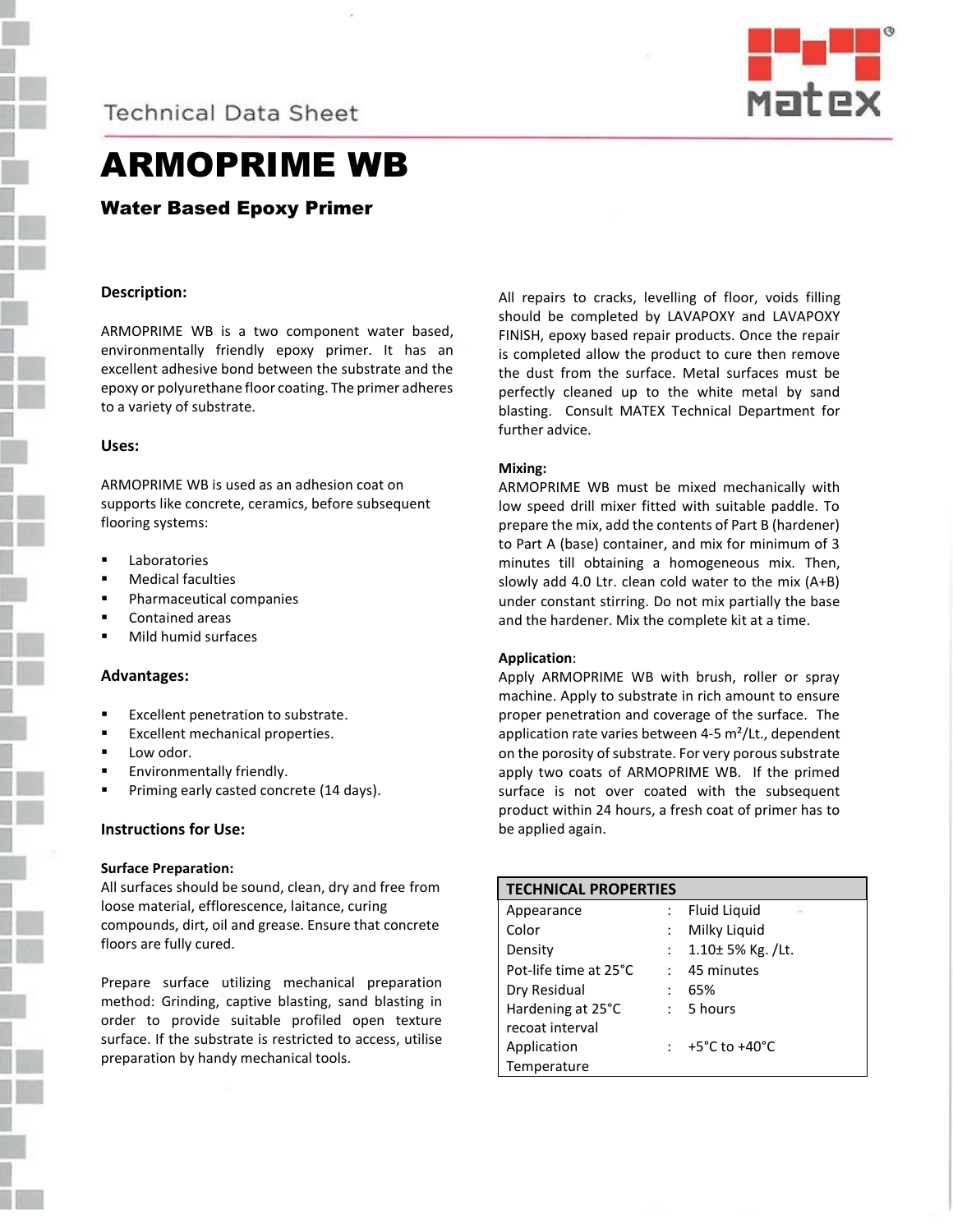Technical Data Sheet

# ARMOPRIME WB

## Water Based Epoxy Primer

### Description:

ARMOPRIME WB is a two component water based, environmentally friendly epoxy primer. It has an excellent adhesive bond between the substrate and the epoxy or polyurethane floor coating. The primer adheres to a variety of substrate.

### Uses:

ARMOPRIME WB is used as an adhesion coat on supports like concrete, ceramics, before subsequent flooring systems:

- Laboratories
- Medical faculties
- Pharmaceutical companies
- Contained areas
- Mild humid surfaces

### Advantages:

- Excellent penetration to substrate.
- Excellent mechanical properties.
- Low odor.
- Environmentally friendly.
- Priming early casted concrete (14 days).

### Instructions for Use:

**Surface Preparation:**
All surfaces should be sound, clean, dry and free from loose material, efflorescence, laitance, curing compounds, dirt, oil and grease. Ensure that concrete floors are fully cured.

Prepare surface utilizing mechanical preparation method: Grinding, captive blasting, sand blasting in order to provide suitable profiled open texture surface. If the substrate is restricted to access, utilise preparation by handy mechanical tools.

All repairs to cracks, levelling of floor, voids filling should be completed by LAVAPOXY and LAVAPOXY FINISH, epoxy based repair products. Once the repair is completed allow the product to cure then remove the dust from the surface. Metal surfaces must be perfectly cleaned up to the white metal by sand blasting. Consult MATEX Technical Department for further advice.

**Mixing:**
ARMOPRIME WB must be mixed mechanically with low speed drill mixer fitted with suitable paddle. To prepare the mix, add the contents of Part B (hardener) to Part A (base) container, and mix for minimum of 3 minutes till obtaining a homogeneous mix. Then, slowly add 4.0 Ltr. clean cold water to the mix (A+B) under constant stirring. Do not mix partially the base and the hardener. Mix the complete kit at a time.

**Application**:
Apply ARMOPRIME WB with brush, roller or spray machine. Apply to substrate in rich amount to ensure proper penetration and coverage of the surface. The application rate varies between 4-5 m²/Lt., dependent on the porosity of substrate. For very porous substrate apply two coats of ARMOPRIME WB. If the primed surface is not over coated with the subsequent product within 24 hours, a fresh coat of primer has to be applied again.

| TECHNICAL PROPERTIES | | |
|---|---|---|
| Appearance | : | Fluid Liquid |
| Color | : | Milky Liquid |
| Density | : | 1.10± 5% Kg. /Lt. |
| Pot-life time at 25°C | : | 45 minutes |
| Dry Residual | : | 65% |
| Hardening at 25°C recoat interval | : | 5 hours |
| Application Temperature | : | +5°C to +40°C |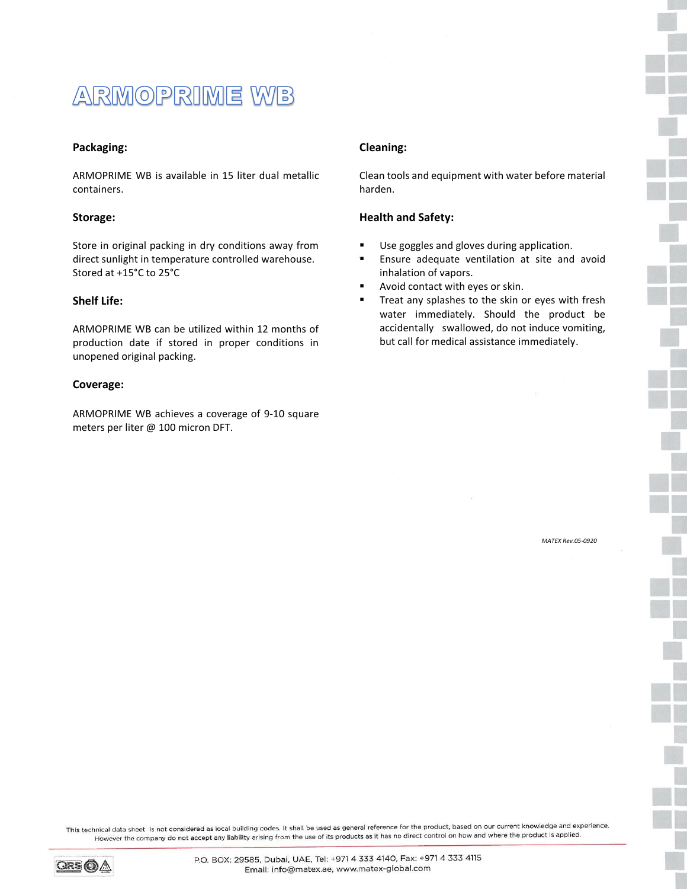# ARMOPRIME WB

**Packaging:**

ARMOPRIME WB is available in 15 liter dual metallic containers.

**Storage:**

Store in original packing in dry conditions away from direct sunlight in temperature controlled warehouse. Stored at +15°C to 25°C

**Shelf Life:**

ARMOPRIME WB can be utilized within 12 months of production date if stored in proper conditions in unopened original packing.

**Coverage:**

ARMOPRIME WB achieves a coverage of 9-10 square meters per liter @ 100 micron DFT.

**Cleaning:**

Clean tools and equipment with water before material harden.

**Health and Safety:**

- Use goggles and gloves during application.
- Ensure adequate ventilation at site and avoid inhalation of vapors.
- Avoid contact with eyes or skin.
- Treat any splashes to the skin or eyes with fresh water immediately. Should the product be accidentally swallowed, do not induce vomiting, but call for medical assistance immediately.

*MATEX Rev.05-0920*

This technical data sheet is not considered as local building codes. It shall be used as general reference for the product, based on our current knowledge and experience. However the company do not accept any liability arising from the use of its products as it has no direct control on how and where the product is applied.

P.O. BOX: 29585, Dubai, UAE, Tel: +971 4 333 4140, Fax: +971 4 333 4115
Email: info@matex.ae, www.matex-global.com